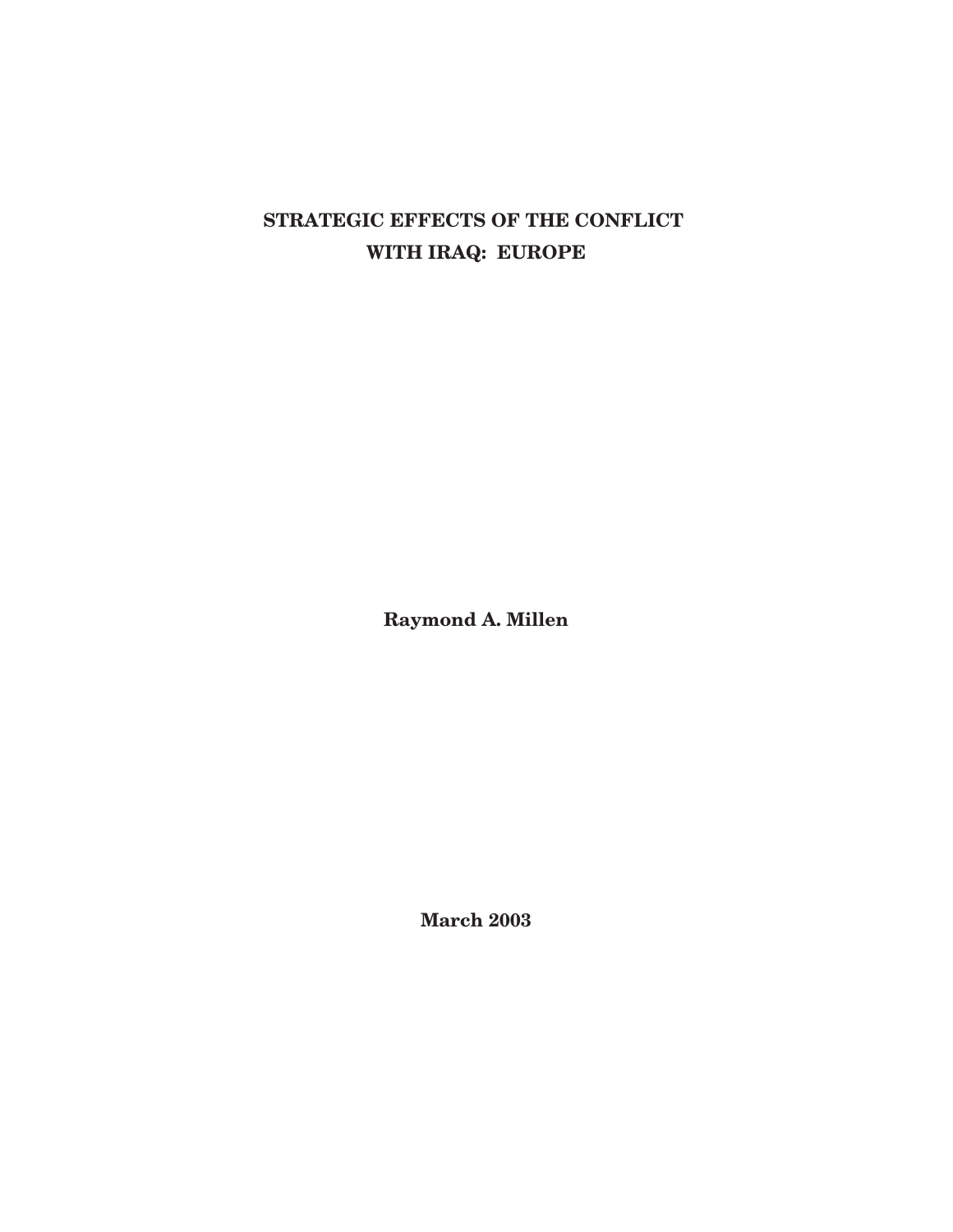# STRATEGIC EFFECTS OF THE CONFLICT WITH IRAQ: EUROPE

**Raymond A. Millen**

**March 2003**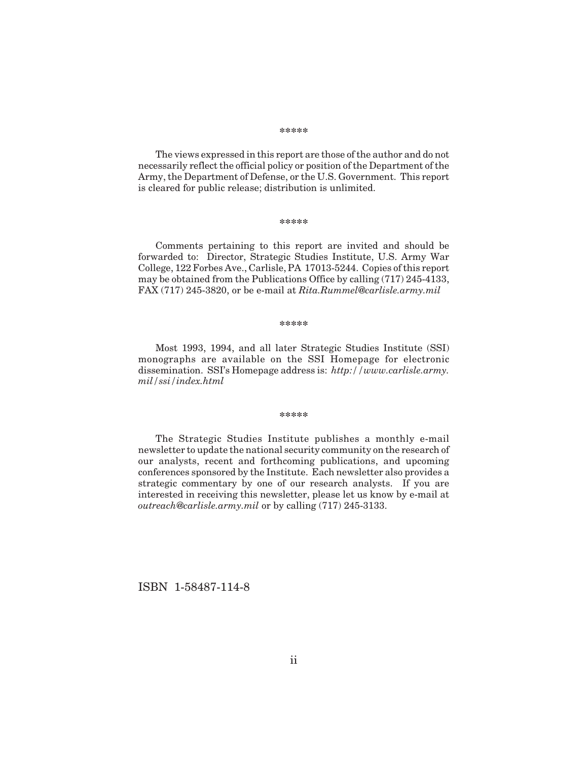*****

The views expressed in this report are those of the author and do not necessarily reflect the official policy or position of the Department of the Army, the Department of Defense, or the U.S. Government. This report is cleared for public release; distribution is unlimited.

*****

Comments pertaining to this report are invited and should be forwarded to: Director, Strategic Studies Institute, U.S. Army War College, 122 Forbes Ave., Carlisle, PA 17013-5244. Copies of this report may be obtained from the Publications Office by calling (717) 245-4133, FAX (717) 245-3820, or be e-mail at *Rita.Rummel@carlisle.army.mil*

*****

Most 1993, 1994, and all later Strategic Studies Institute (SSI) monographs are available on the SSI Homepage for electronic dissemination. SSI's Homepage address is: *http://www.carlisle.army.mil/ssi/index.html*

*****

The Strategic Studies Institute publishes a monthly e-mail newsletter to update the national security community on the research of our analysts, recent and forthcoming publications, and upcoming conferences sponsored by the Institute. Each newsletter also provides a strategic commentary by one of our research analysts. If you are interested in receiving this newsletter, please let us know by e-mail at *outreach@carlisle.army.mil* or by calling (717) 245-3133.

ISBN 1-58487-114-8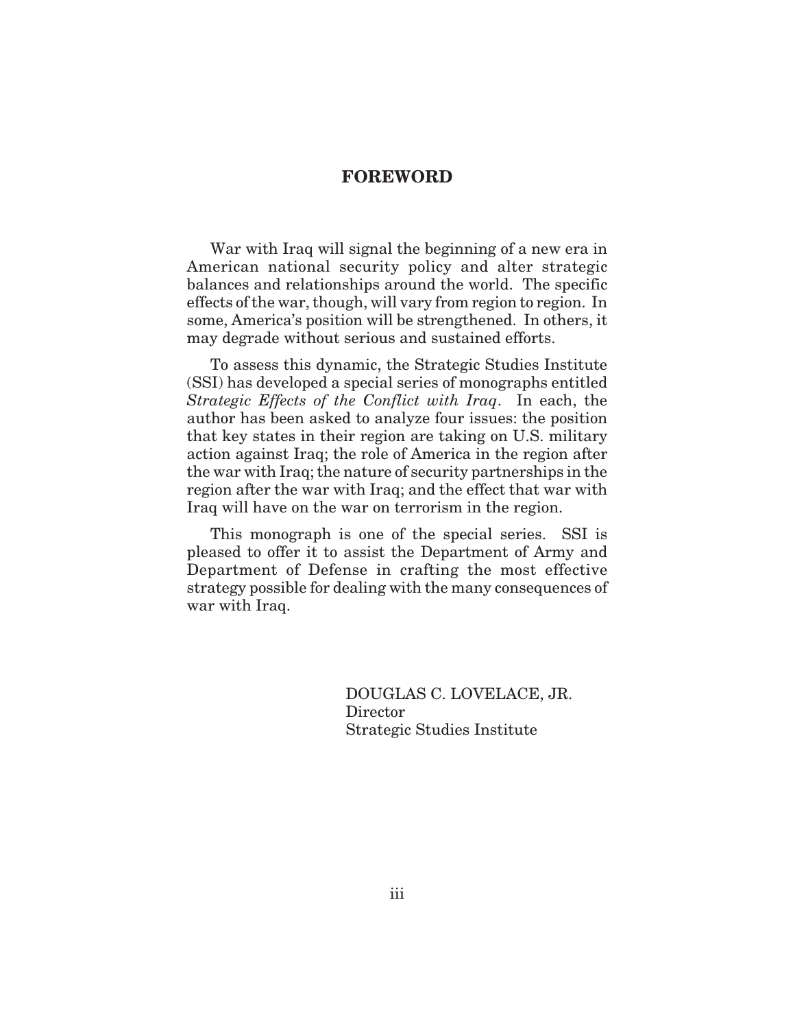## FOREWORD

War with Iraq will signal the beginning of a new era in American national security policy and alter strategic balances and relationships around the world. The specific effects of the war, though, will vary from region to region. In some, America's position will be strengthened. In others, it may degrade without serious and sustained efforts.

To assess this dynamic, the Strategic Studies Institute (SSI) has developed a special series of monographs entitled *Strategic Effects of the Conflict with Iraq*. In each, the author has been asked to analyze four issues: the position that key states in their region are taking on U.S. military action against Iraq; the role of America in the region after the war with Iraq; the nature of security partnerships in the region after the war with Iraq; and the effect that war with Iraq will have on the war on terrorism in the region.

This monograph is one of the special series. SSI is pleased to offer it to assist the Department of Army and Department of Defense in crafting the most effective strategy possible for dealing with the many consequences of war with Iraq.

DOUGLAS C. LOVELACE, JR.
Director
Strategic Studies Institute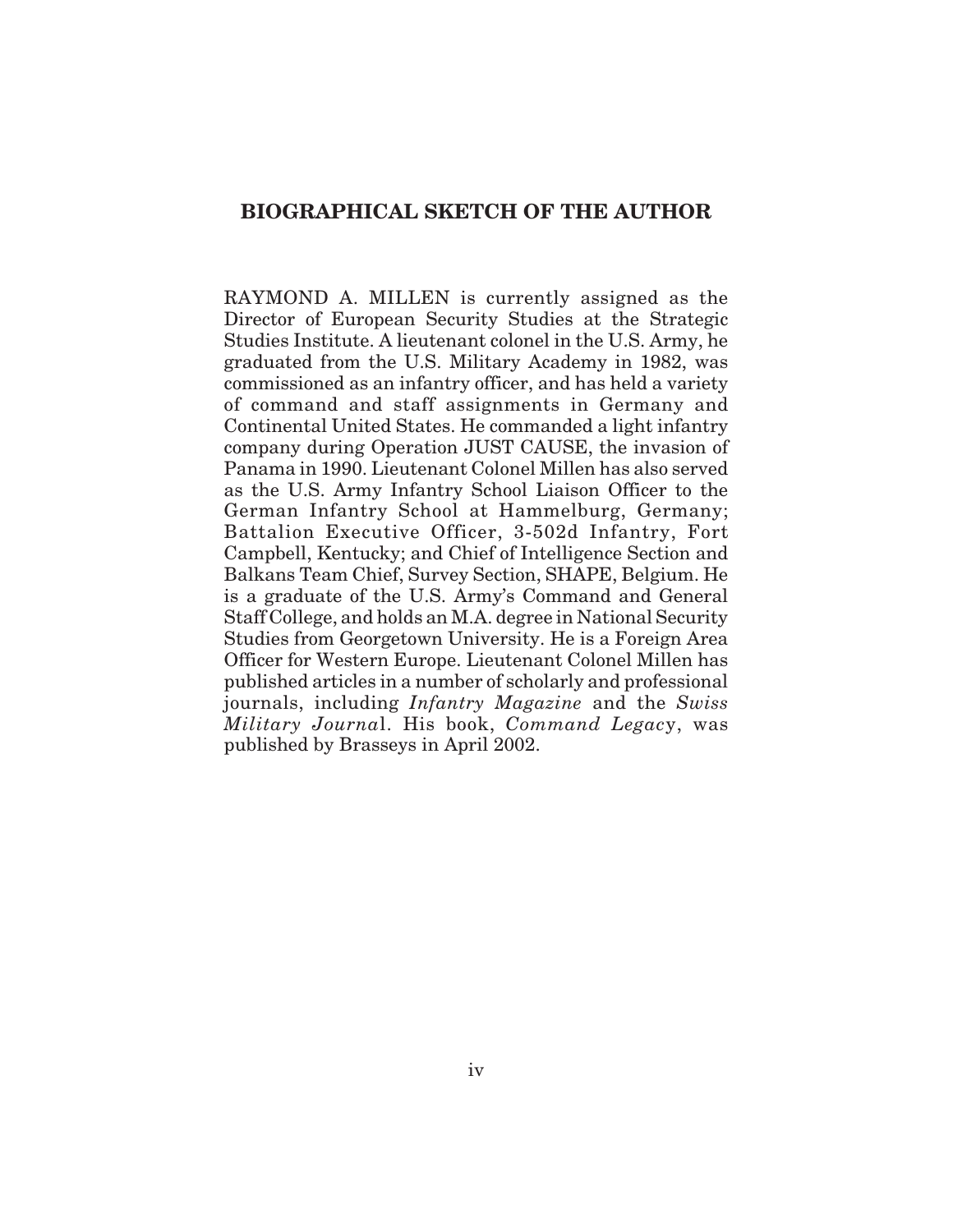## BIOGRAPHICAL SKETCH OF THE AUTHOR

RAYMOND A. MILLEN is currently assigned as the Director of European Security Studies at the Strategic Studies Institute. A lieutenant colonel in the U.S. Army, he graduated from the U.S. Military Academy in 1982, was commissioned as an infantry officer, and has held a variety of command and staff assignments in Germany and Continental United States. He commanded a light infantry company during Operation JUST CAUSE, the invasion of Panama in 1990. Lieutenant Colonel Millen has also served as the U.S. Army Infantry School Liaison Officer to the German Infantry School at Hammelburg, Germany; Battalion Executive Officer, 3-502d Infantry, Fort Campbell, Kentucky; and Chief of Intelligence Section and Balkans Team Chief, Survey Section, SHAPE, Belgium. He is a graduate of the U.S. Army's Command and General Staff College, and holds an M.A. degree in National Security Studies from Georgetown University. He is a Foreign Area Officer for Western Europe. Lieutenant Colonel Millen has published articles in a number of scholarly and professional journals, including *Infantry Magazine* and the *Swiss Military Journal*. His book, *Command Legacy*, was published by Brasseys in April 2002.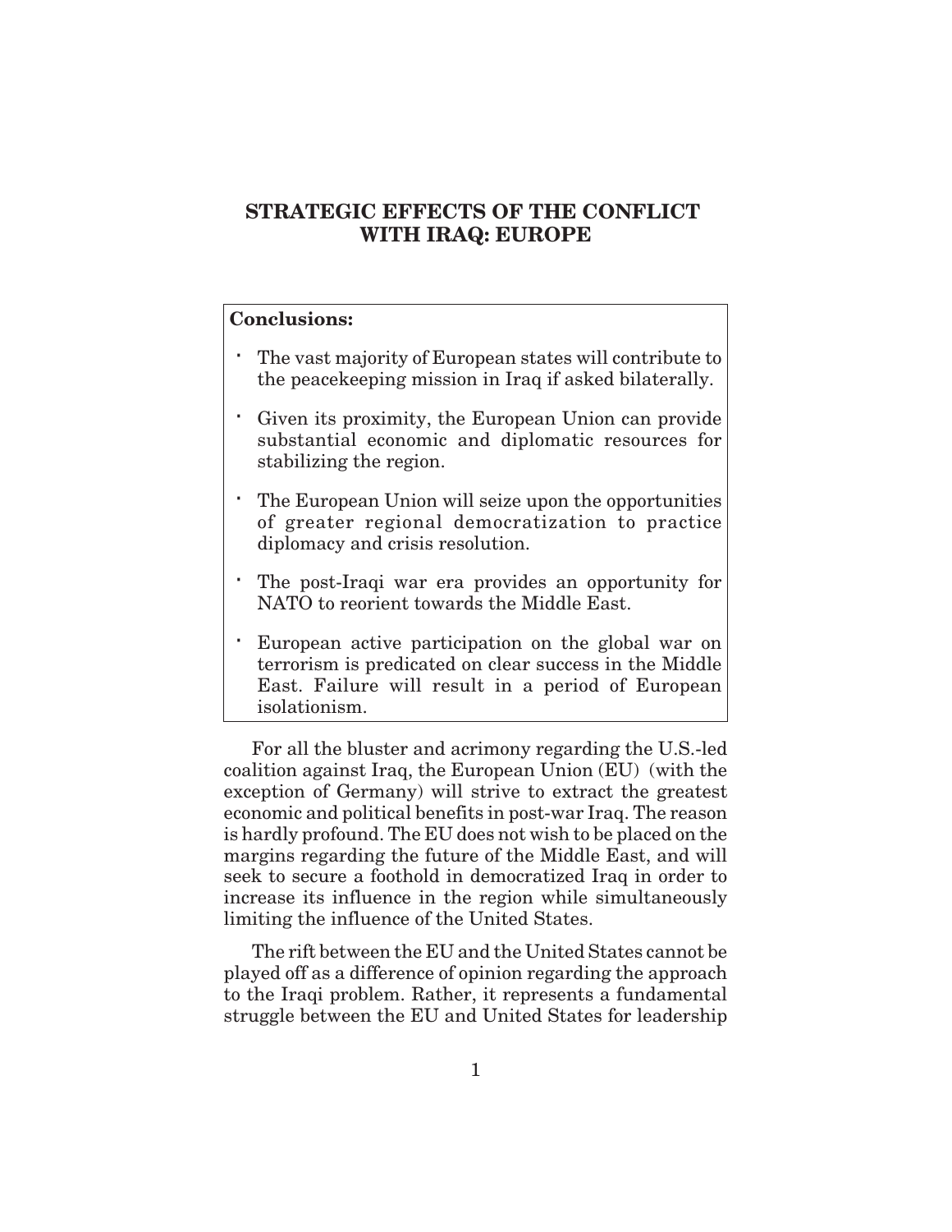# STRATEGIC EFFECTS OF THE CONFLICT WITH IRAQ: EUROPE

**Conclusions:**

- The vast majority of European states will contribute to the peacekeeping mission in Iraq if asked bilaterally.
- Given its proximity, the European Union can provide substantial economic and diplomatic resources for stabilizing the region.
- The European Union will seize upon the opportunities of greater regional democratization to practice diplomacy and crisis resolution.
- The post-Iraqi war era provides an opportunity for NATO to reorient towards the Middle East.
- European active participation on the global war on terrorism is predicated on clear success in the Middle East. Failure will result in a period of European isolationism.

For all the bluster and acrimony regarding the U.S.-led coalition against Iraq, the European Union (EU) (with the exception of Germany) will strive to extract the greatest economic and political benefits in post-war Iraq. The reason is hardly profound. The EU does not wish to be placed on the margins regarding the future of the Middle East, and will seek to secure a foothold in democratized Iraq in order to increase its influence in the region while simultaneously limiting the influence of the United States.

The rift between the EU and the United States cannot be played off as a difference of opinion regarding the approach to the Iraqi problem. Rather, it represents a fundamental struggle between the EU and United States for leadership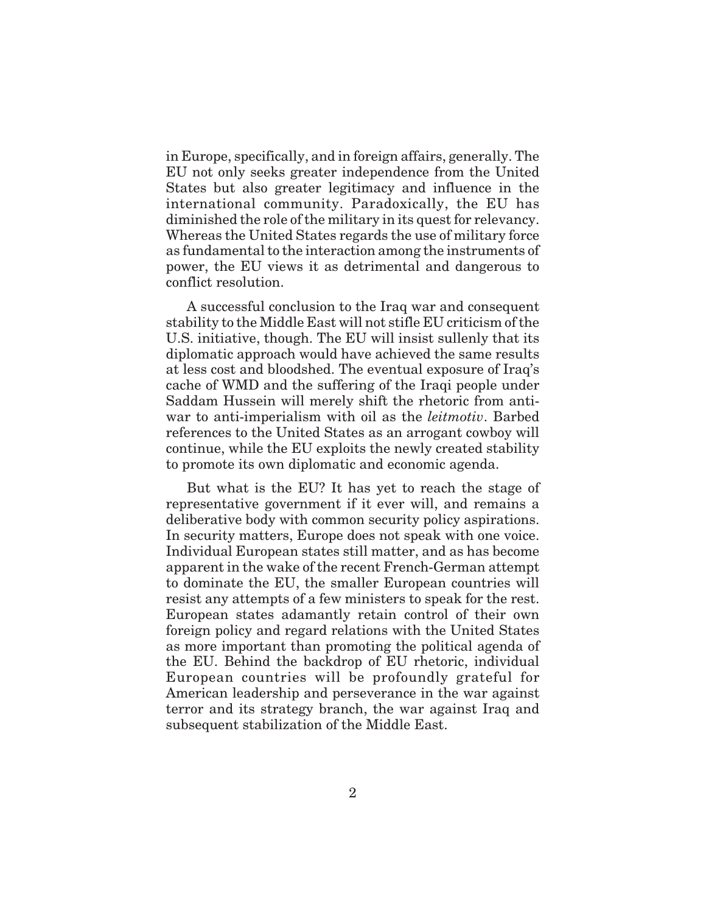in Europe, specifically, and in foreign affairs, generally. The EU not only seeks greater independence from the United States but also greater legitimacy and influence in the international community. Paradoxically, the EU has diminished the role of the military in its quest for relevancy. Whereas the United States regards the use of military force as fundamental to the interaction among the instruments of power, the EU views it as detrimental and dangerous to conflict resolution.

A successful conclusion to the Iraq war and consequent stability to the Middle East will not stifle EU criticism of the U.S. initiative, though. The EU will insist sullenly that its diplomatic approach would have achieved the same results at less cost and bloodshed. The eventual exposure of Iraq's cache of WMD and the suffering of the Iraqi people under Saddam Hussein will merely shift the rhetoric from anti-war to anti-imperialism with oil as the *leitmotiv*. Barbed references to the United States as an arrogant cowboy will continue, while the EU exploits the newly created stability to promote its own diplomatic and economic agenda.

But what is the EU? It has yet to reach the stage of representative government if it ever will, and remains a deliberative body with common security policy aspirations. In security matters, Europe does not speak with one voice. Individual European states still matter, and as has become apparent in the wake of the recent French-German attempt to dominate the EU, the smaller European countries will resist any attempts of a few ministers to speak for the rest. European states adamantly retain control of their own foreign policy and regard relations with the United States as more important than promoting the political agenda of the EU. Behind the backdrop of EU rhetoric, individual European countries will be profoundly grateful for American leadership and perseverance in the war against terror and its strategy branch, the war against Iraq and subsequent stabilization of the Middle East.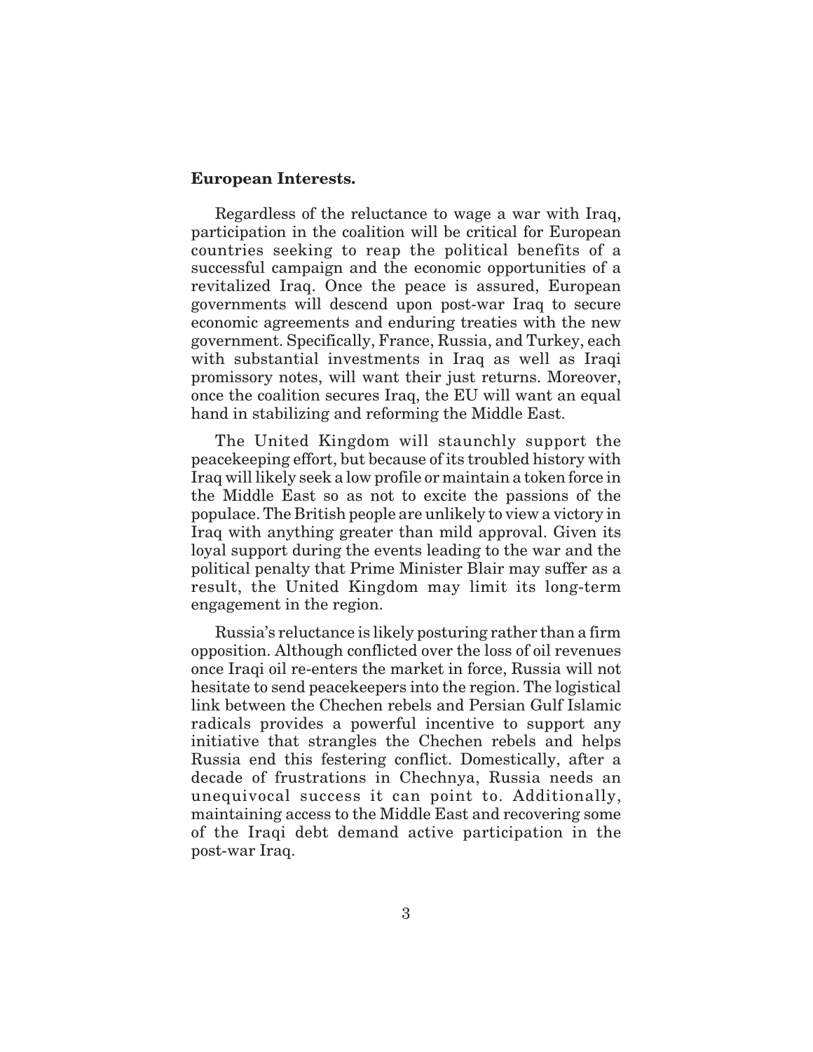**European Interests.**

Regardless of the reluctance to wage a war with Iraq, participation in the coalition will be critical for European countries seeking to reap the political benefits of a successful campaign and the economic opportunities of a revitalized Iraq. Once the peace is assured, European governments will descend upon post-war Iraq to secure economic agreements and enduring treaties with the new government. Specifically, France, Russia, and Turkey, each with substantial investments in Iraq as well as Iraqi promissory notes, will want their just returns. Moreover, once the coalition secures Iraq, the EU will want an equal hand in stabilizing and reforming the Middle East.

The United Kingdom will staunchly support the peacekeeping effort, but because of its troubled history with Iraq will likely seek a low profile or maintain a token force in the Middle East so as not to excite the passions of the populace. The British people are unlikely to view a victory in Iraq with anything greater than mild approval. Given its loyal support during the events leading to the war and the political penalty that Prime Minister Blair may suffer as a result, the United Kingdom may limit its long-term engagement in the region.

Russia's reluctance is likely posturing rather than a firm opposition. Although conflicted over the loss of oil revenues once Iraqi oil re-enters the market in force, Russia will not hesitate to send peacekeepers into the region. The logistical link between the Chechen rebels and Persian Gulf Islamic radicals provides a powerful incentive to support any initiative that strangles the Chechen rebels and helps Russia end this festering conflict. Domestically, after a decade of frustrations in Chechnya, Russia needs an unequivocal success it can point to. Additionally, maintaining access to the Middle East and recovering some of the Iraqi debt demand active participation in the post-war Iraq.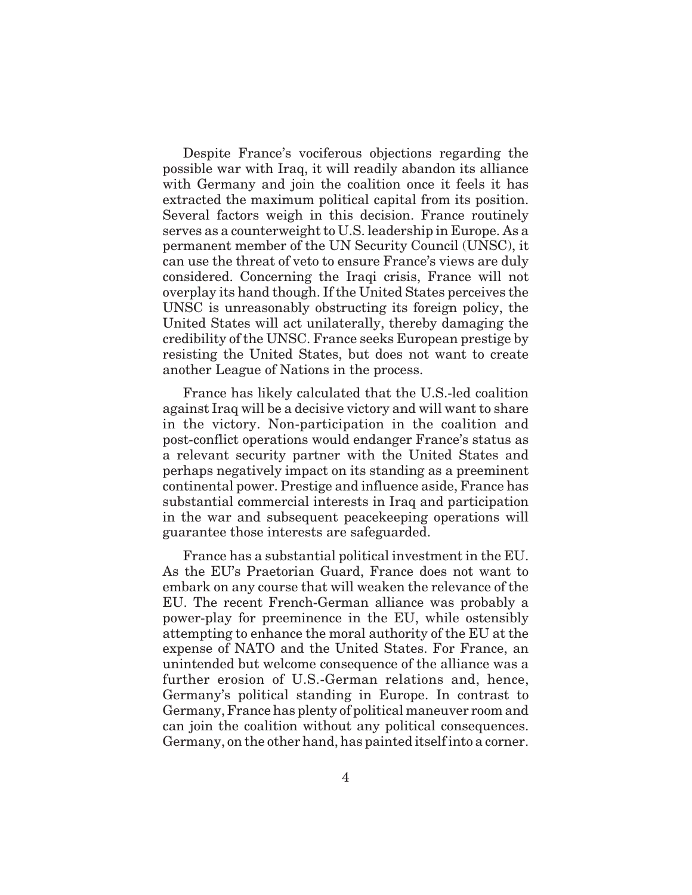Despite France's vociferous objections regarding the possible war with Iraq, it will readily abandon its alliance with Germany and join the coalition once it feels it has extracted the maximum political capital from its position. Several factors weigh in this decision. France routinely serves as a counterweight to U.S. leadership in Europe. As a permanent member of the UN Security Council (UNSC), it can use the threat of veto to ensure France's views are duly considered. Concerning the Iraqi crisis, France will not overplay its hand though. If the United States perceives the UNSC is unreasonably obstructing its foreign policy, the United States will act unilaterally, thereby damaging the credibility of the UNSC. France seeks European prestige by resisting the United States, but does not want to create another League of Nations in the process.

France has likely calculated that the U.S.-led coalition against Iraq will be a decisive victory and will want to share in the victory. Non-participation in the coalition and post-conflict operations would endanger France's status as a relevant security partner with the United States and perhaps negatively impact on its standing as a preeminent continental power. Prestige and influence aside, France has substantial commercial interests in Iraq and participation in the war and subsequent peacekeeping operations will guarantee those interests are safeguarded.

France has a substantial political investment in the EU. As the EU's Praetorian Guard, France does not want to embark on any course that will weaken the relevance of the EU. The recent French-German alliance was probably a power-play for preeminence in the EU, while ostensibly attempting to enhance the moral authority of the EU at the expense of NATO and the United States. For France, an unintended but welcome consequence of the alliance was a further erosion of U.S.-German relations and, hence, Germany's political standing in Europe. In contrast to Germany, France has plenty of political maneuver room and can join the coalition without any political consequences. Germany, on the other hand, has painted itself into a corner.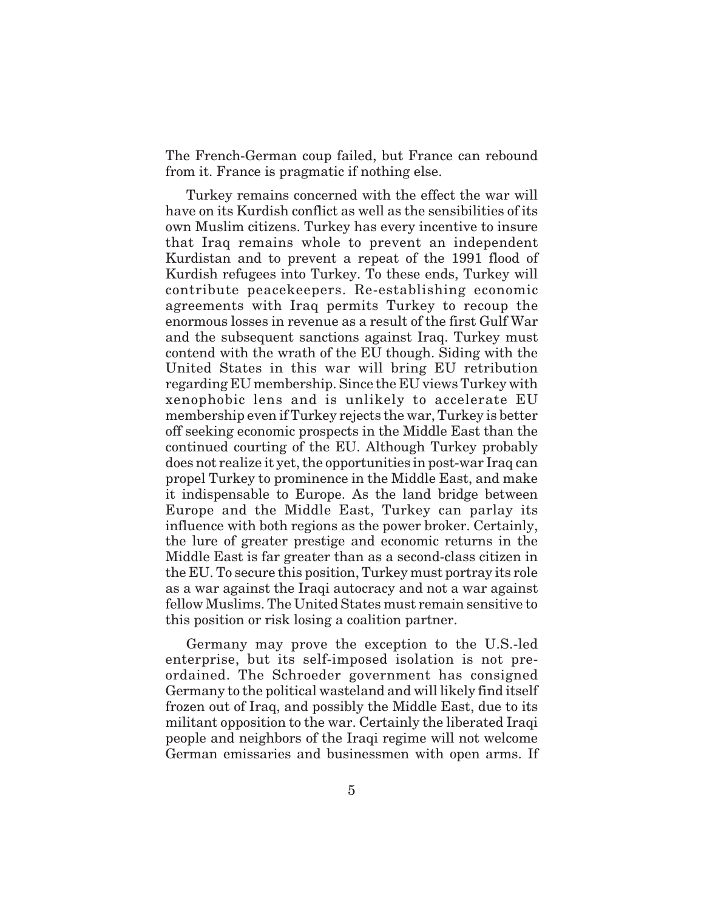The French-German coup failed, but France can rebound from it. France is pragmatic if nothing else.

Turkey remains concerned with the effect the war will have on its Kurdish conflict as well as the sensibilities of its own Muslim citizens. Turkey has every incentive to insure that Iraq remains whole to prevent an independent Kurdistan and to prevent a repeat of the 1991 flood of Kurdish refugees into Turkey. To these ends, Turkey will contribute peacekeepers. Re-establishing economic agreements with Iraq permits Turkey to recoup the enormous losses in revenue as a result of the first Gulf War and the subsequent sanctions against Iraq. Turkey must contend with the wrath of the EU though. Siding with the United States in this war will bring EU retribution regarding EU membership. Since the EU views Turkey with xenophobic lens and is unlikely to accelerate EU membership even if Turkey rejects the war, Turkey is better off seeking economic prospects in the Middle East than the continued courting of the EU. Although Turkey probably does not realize it yet, the opportunities in post-war Iraq can propel Turkey to prominence in the Middle East, and make it indispensable to Europe. As the land bridge between Europe and the Middle East, Turkey can parlay its influence with both regions as the power broker. Certainly, the lure of greater prestige and economic returns in the Middle East is far greater than as a second-class citizen in the EU. To secure this position, Turkey must portray its role as a war against the Iraqi autocracy and not a war against fellow Muslims. The United States must remain sensitive to this position or risk losing a coalition partner.

Germany may prove the exception to the U.S.-led enterprise, but its self-imposed isolation is not pre-ordained. The Schroeder government has consigned Germany to the political wasteland and will likely find itself frozen out of Iraq, and possibly the Middle East, due to its militant opposition to the war. Certainly the liberated Iraqi people and neighbors of the Iraqi regime will not welcome German emissaries and businessmen with open arms. If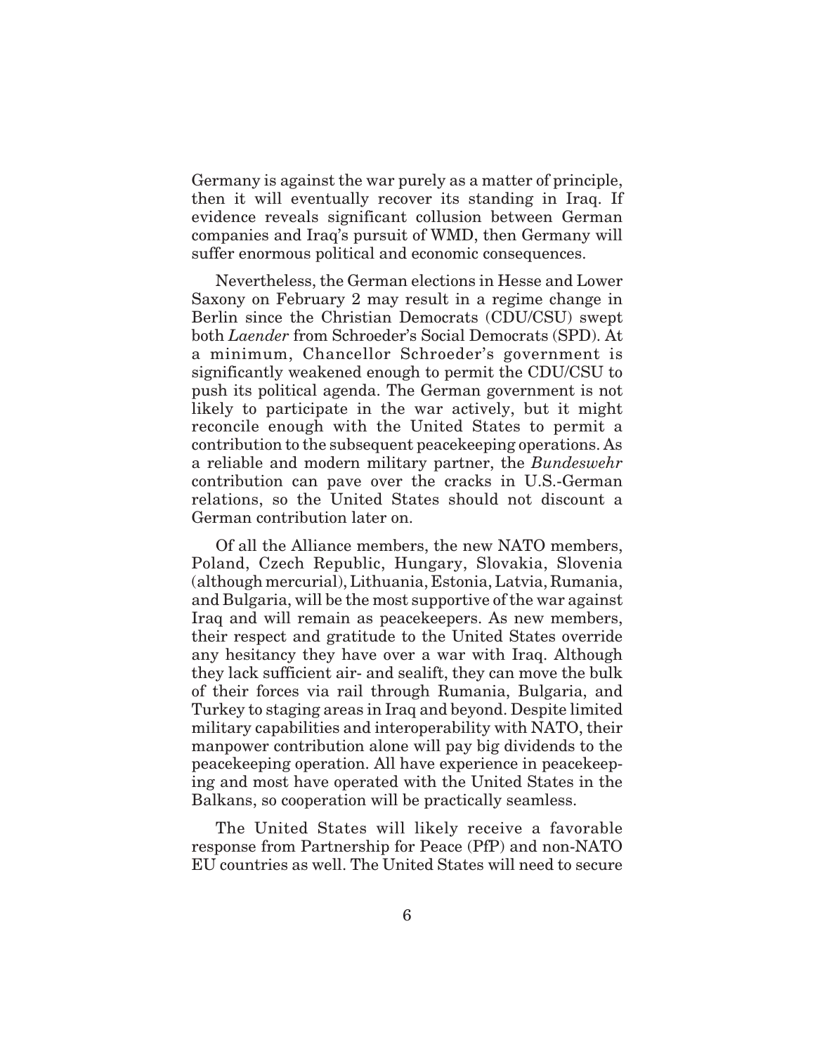Germany is against the war purely as a matter of principle, then it will eventually recover its standing in Iraq. If evidence reveals significant collusion between German companies and Iraq's pursuit of WMD, then Germany will suffer enormous political and economic consequences.

Nevertheless, the German elections in Hesse and Lower Saxony on February 2 may result in a regime change in Berlin since the Christian Democrats (CDU/CSU) swept both *Laender* from Schroeder's Social Democrats (SPD). At a minimum, Chancellor Schroeder's government is significantly weakened enough to permit the CDU/CSU to push its political agenda. The German government is not likely to participate in the war actively, but it might reconcile enough with the United States to permit a contribution to the subsequent peacekeeping operations. As a reliable and modern military partner, the *Bundeswehr* contribution can pave over the cracks in U.S.-German relations, so the United States should not discount a German contribution later on.

Of all the Alliance members, the new NATO members, Poland, Czech Republic, Hungary, Slovakia, Slovenia (although mercurial), Lithuania, Estonia, Latvia, Rumania, and Bulgaria, will be the most supportive of the war against Iraq and will remain as peacekeepers. As new members, their respect and gratitude to the United States override any hesitancy they have over a war with Iraq. Although they lack sufficient air- and sealift, they can move the bulk of their forces via rail through Rumania, Bulgaria, and Turkey to staging areas in Iraq and beyond. Despite limited military capabilities and interoperability with NATO, their manpower contribution alone will pay big dividends to the peacekeeping operation. All have experience in peacekeeping and most have operated with the United States in the Balkans, so cooperation will be practically seamless.

The United States will likely receive a favorable response from Partnership for Peace (PfP) and non-NATO EU countries as well. The United States will need to secure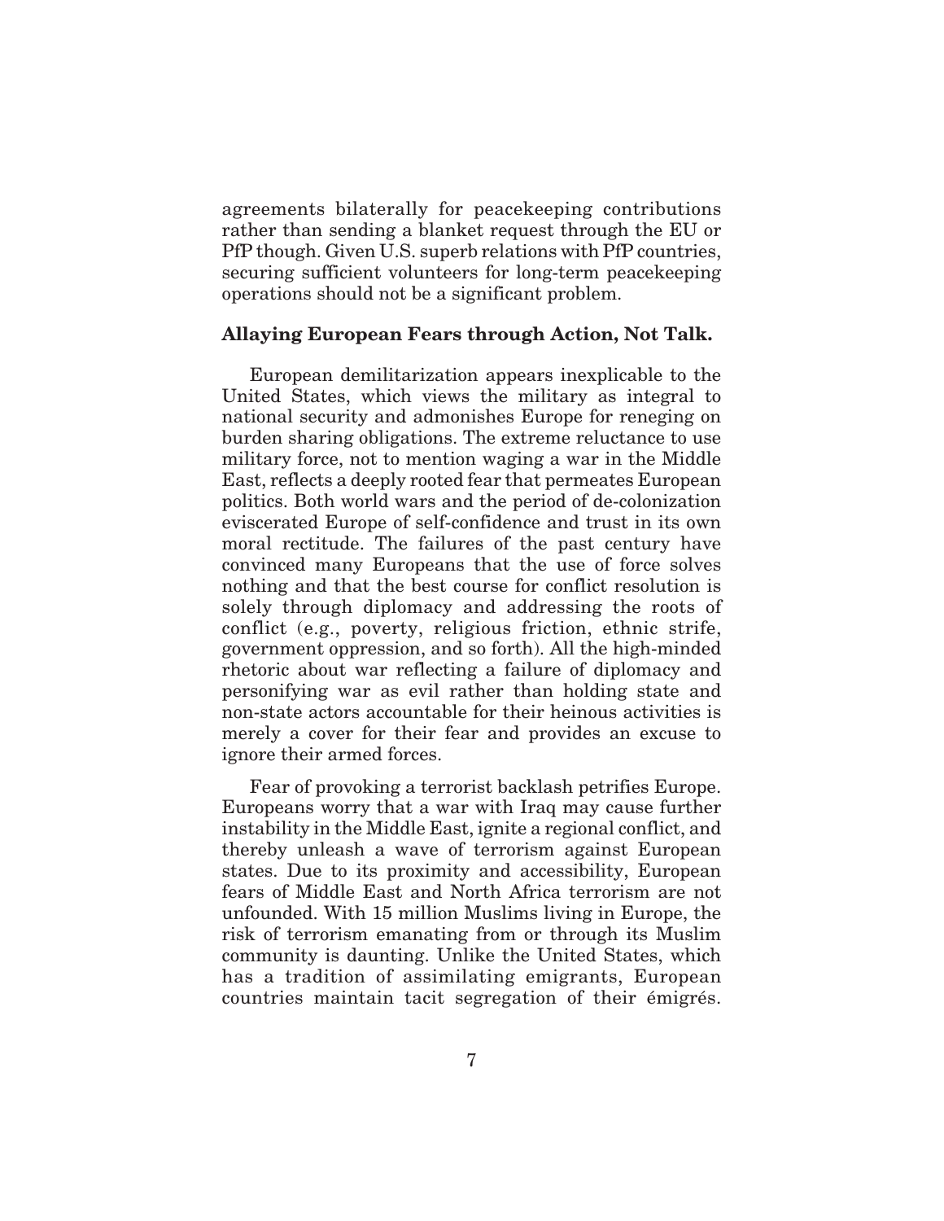agreements bilaterally for peacekeeping contributions rather than sending a blanket request through the EU or PfP though. Given U.S. superb relations with PfP countries, securing sufficient volunteers for long-term peacekeeping operations should not be a significant problem.

**Allaying European Fears through Action, Not Talk.**

European demilitarization appears inexplicable to the United States, which views the military as integral to national security and admonishes Europe for reneging on burden sharing obligations. The extreme reluctance to use military force, not to mention waging a war in the Middle East, reflects a deeply rooted fear that permeates European politics. Both world wars and the period of de-colonization eviscerated Europe of self-confidence and trust in its own moral rectitude. The failures of the past century have convinced many Europeans that the use of force solves nothing and that the best course for conflict resolution is solely through diplomacy and addressing the roots of conflict (e.g., poverty, religious friction, ethnic strife, government oppression, and so forth). All the high-minded rhetoric about war reflecting a failure of diplomacy and personifying war as evil rather than holding state and non-state actors accountable for their heinous activities is merely a cover for their fear and provides an excuse to ignore their armed forces.

Fear of provoking a terrorist backlash petrifies Europe. Europeans worry that a war with Iraq may cause further instability in the Middle East, ignite a regional conflict, and thereby unleash a wave of terrorism against European states. Due to its proximity and accessibility, European fears of Middle East and North Africa terrorism are not unfounded. With 15 million Muslims living in Europe, the risk of terrorism emanating from or through its Muslim community is daunting. Unlike the United States, which has a tradition of assimilating emigrants, European countries maintain tacit segregation of their émigrés.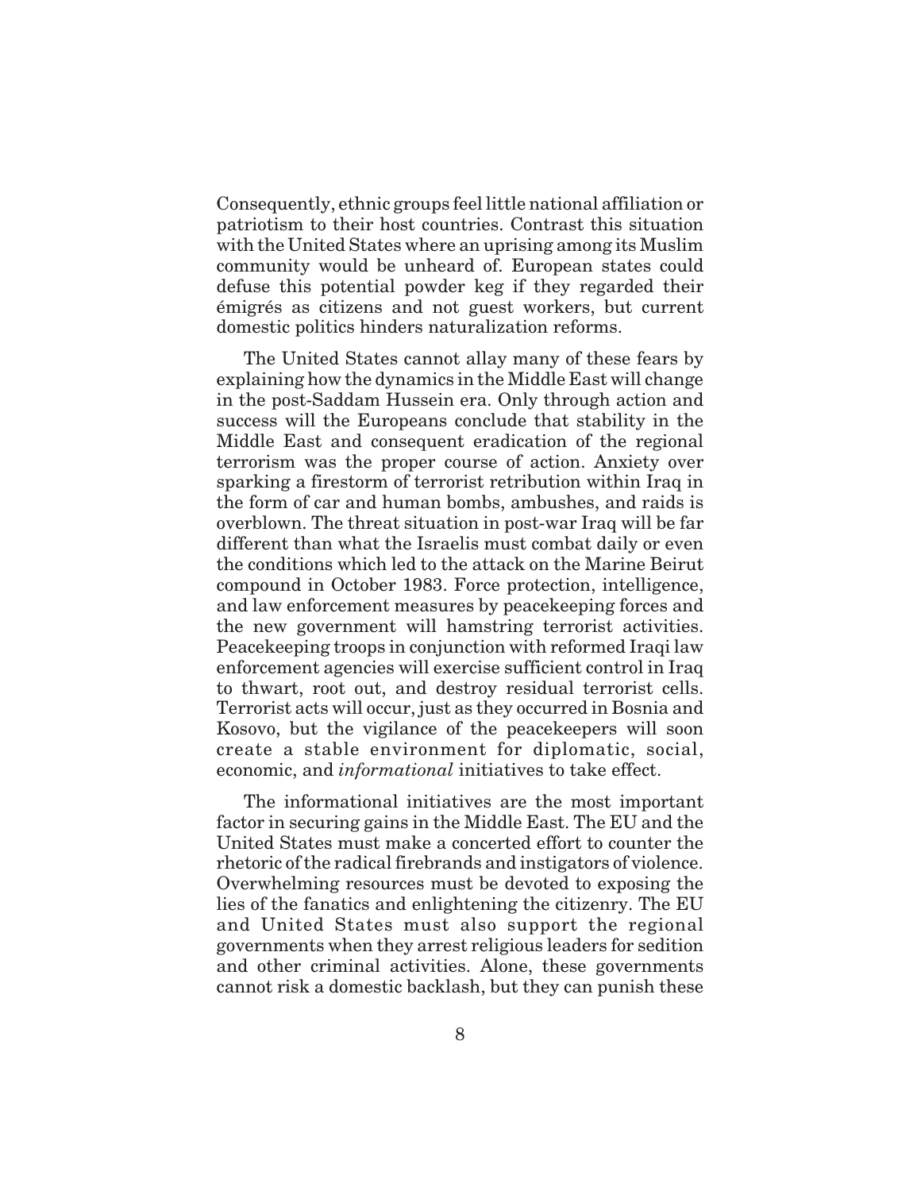Consequently, ethnic groups feel little national affiliation or patriotism to their host countries. Contrast this situation with the United States where an uprising among its Muslim community would be unheard of. European states could defuse this potential powder keg if they regarded their émigrés as citizens and not guest workers, but current domestic politics hinders naturalization reforms.

The United States cannot allay many of these fears by explaining how the dynamics in the Middle East will change in the post-Saddam Hussein era. Only through action and success will the Europeans conclude that stability in the Middle East and consequent eradication of the regional terrorism was the proper course of action. Anxiety over sparking a firestorm of terrorist retribution within Iraq in the form of car and human bombs, ambushes, and raids is overblown. The threat situation in post-war Iraq will be far different than what the Israelis must combat daily or even the conditions which led to the attack on the Marine Beirut compound in October 1983. Force protection, intelligence, and law enforcement measures by peacekeeping forces and the new government will hamstring terrorist activities. Peacekeeping troops in conjunction with reformed Iraqi law enforcement agencies will exercise sufficient control in Iraq to thwart, root out, and destroy residual terrorist cells. Terrorist acts will occur, just as they occurred in Bosnia and Kosovo, but the vigilance of the peacekeepers will soon create a stable environment for diplomatic, social, economic, and *informational* initiatives to take effect.

The informational initiatives are the most important factor in securing gains in the Middle East. The EU and the United States must make a concerted effort to counter the rhetoric of the radical firebrands and instigators of violence. Overwhelming resources must be devoted to exposing the lies of the fanatics and enlightening the citizenry. The EU and United States must also support the regional governments when they arrest religious leaders for sedition and other criminal activities. Alone, these governments cannot risk a domestic backlash, but they can punish these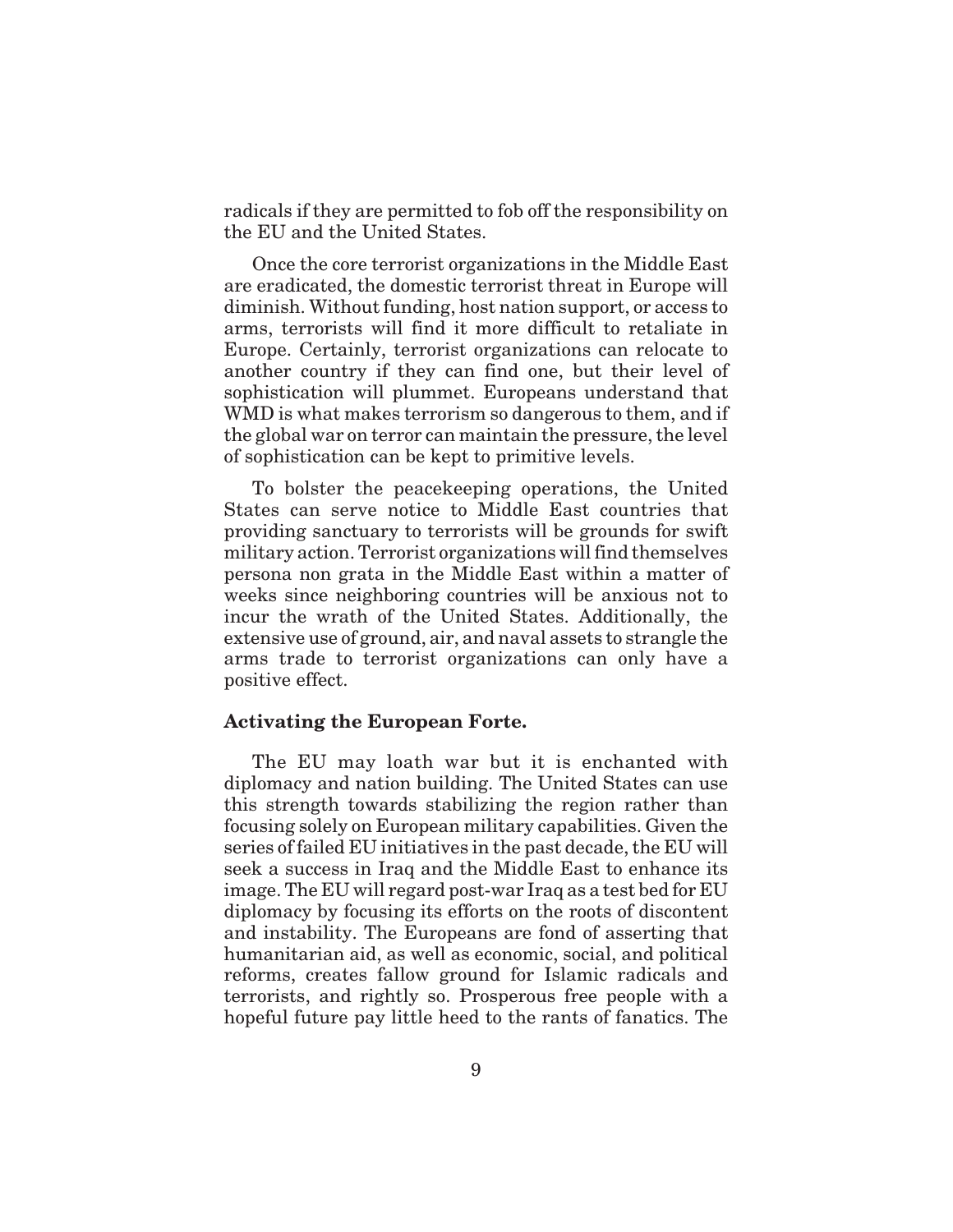radicals if they are permitted to fob off the responsibility on the EU and the United States.

Once the core terrorist organizations in the Middle East are eradicated, the domestic terrorist threat in Europe will diminish. Without funding, host nation support, or access to arms, terrorists will find it more difficult to retaliate in Europe. Certainly, terrorist organizations can relocate to another country if they can find one, but their level of sophistication will plummet. Europeans understand that WMD is what makes terrorism so dangerous to them, and if the global war on terror can maintain the pressure, the level of sophistication can be kept to primitive levels.

To bolster the peacekeeping operations, the United States can serve notice to Middle East countries that providing sanctuary to terrorists will be grounds for swift military action. Terrorist organizations will find themselves persona non grata in the Middle East within a matter of weeks since neighboring countries will be anxious not to incur the wrath of the United States. Additionally, the extensive use of ground, air, and naval assets to strangle the arms trade to terrorist organizations can only have a positive effect.

**Activating the European Forte.**

The EU may loath war but it is enchanted with diplomacy and nation building. The United States can use this strength towards stabilizing the region rather than focusing solely on European military capabilities. Given the series of failed EU initiatives in the past decade, the EU will seek a success in Iraq and the Middle East to enhance its image. The EU will regard post-war Iraq as a test bed for EU diplomacy by focusing its efforts on the roots of discontent and instability. The Europeans are fond of asserting that humanitarian aid, as well as economic, social, and political reforms, creates fallow ground for Islamic radicals and terrorists, and rightly so. Prosperous free people with a hopeful future pay little heed to the rants of fanatics. The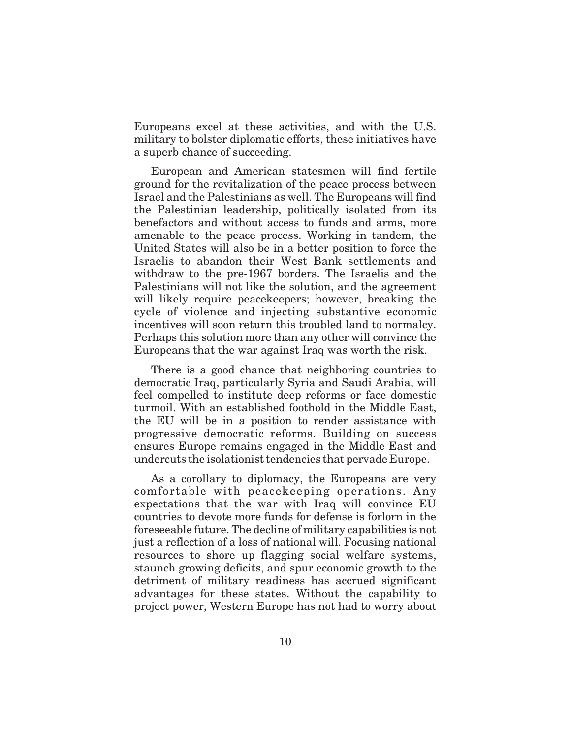Europeans excel at these activities, and with the U.S. military to bolster diplomatic efforts, these initiatives have a superb chance of succeeding.

European and American statesmen will find fertile ground for the revitalization of the peace process between Israel and the Palestinians as well. The Europeans will find the Palestinian leadership, politically isolated from its benefactors and without access to funds and arms, more amenable to the peace process. Working in tandem, the United States will also be in a better position to force the Israelis to abandon their West Bank settlements and withdraw to the pre-1967 borders. The Israelis and the Palestinians will not like the solution, and the agreement will likely require peacekeepers; however, breaking the cycle of violence and injecting substantive economic incentives will soon return this troubled land to normalcy. Perhaps this solution more than any other will convince the Europeans that the war against Iraq was worth the risk.

There is a good chance that neighboring countries to democratic Iraq, particularly Syria and Saudi Arabia, will feel compelled to institute deep reforms or face domestic turmoil. With an established foothold in the Middle East, the EU will be in a position to render assistance with progressive democratic reforms. Building on success ensures Europe remains engaged in the Middle East and undercuts the isolationist tendencies that pervade Europe.

As a corollary to diplomacy, the Europeans are very comfortable with peacekeeping operations. Any expectations that the war with Iraq will convince EU countries to devote more funds for defense is forlorn in the foreseeable future. The decline of military capabilities is not just a reflection of a loss of national will. Focusing national resources to shore up flagging social welfare systems, staunch growing deficits, and spur economic growth to the detriment of military readiness has accrued significant advantages for these states. Without the capability to project power, Western Europe has not had to worry about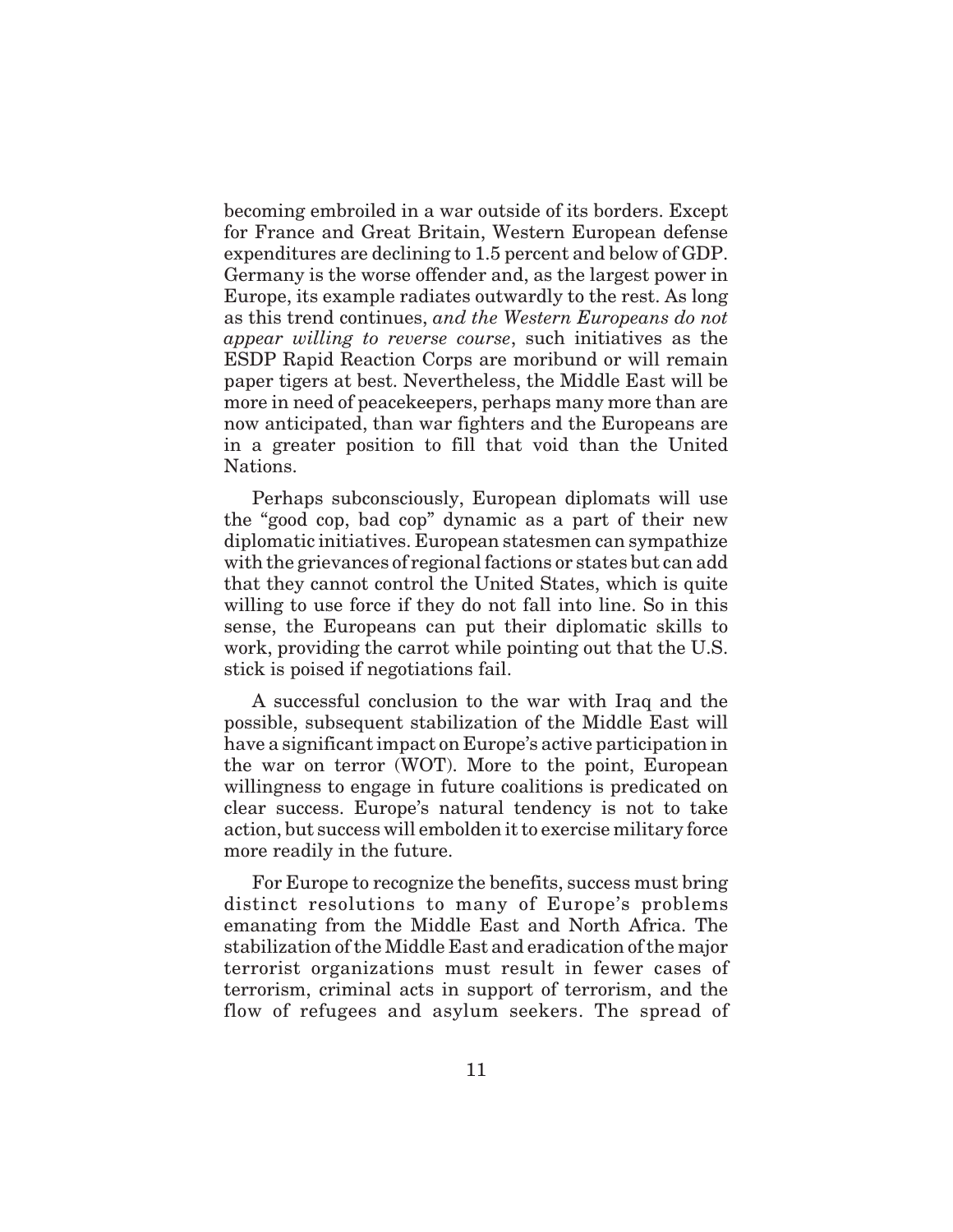becoming embroiled in a war outside of its borders. Except for France and Great Britain, Western European defense expenditures are declining to 1.5 percent and below of GDP. Germany is the worse offender and, as the largest power in Europe, its example radiates outwardly to the rest. As long as this trend continues, *and the Western Europeans do not appear willing to reverse course*, such initiatives as the ESDP Rapid Reaction Corps are moribund or will remain paper tigers at best. Nevertheless, the Middle East will be more in need of peacekeepers, perhaps many more than are now anticipated, than war fighters and the Europeans are in a greater position to fill that void than the United Nations.

Perhaps subconsciously, European diplomats will use the "good cop, bad cop" dynamic as a part of their new diplomatic initiatives. European statesmen can sympathize with the grievances of regional factions or states but can add that they cannot control the United States, which is quite willing to use force if they do not fall into line. So in this sense, the Europeans can put their diplomatic skills to work, providing the carrot while pointing out that the U.S. stick is poised if negotiations fail.

A successful conclusion to the war with Iraq and the possible, subsequent stabilization of the Middle East will have a significant impact on Europe's active participation in the war on terror (WOT). More to the point, European willingness to engage in future coalitions is predicated on clear success. Europe's natural tendency is not to take action, but success will embolden it to exercise military force more readily in the future.

For Europe to recognize the benefits, success must bring distinct resolutions to many of Europe's problems emanating from the Middle East and North Africa. The stabilization of the Middle East and eradication of the major terrorist organizations must result in fewer cases of terrorism, criminal acts in support of terrorism, and the flow of refugees and asylum seekers. The spread of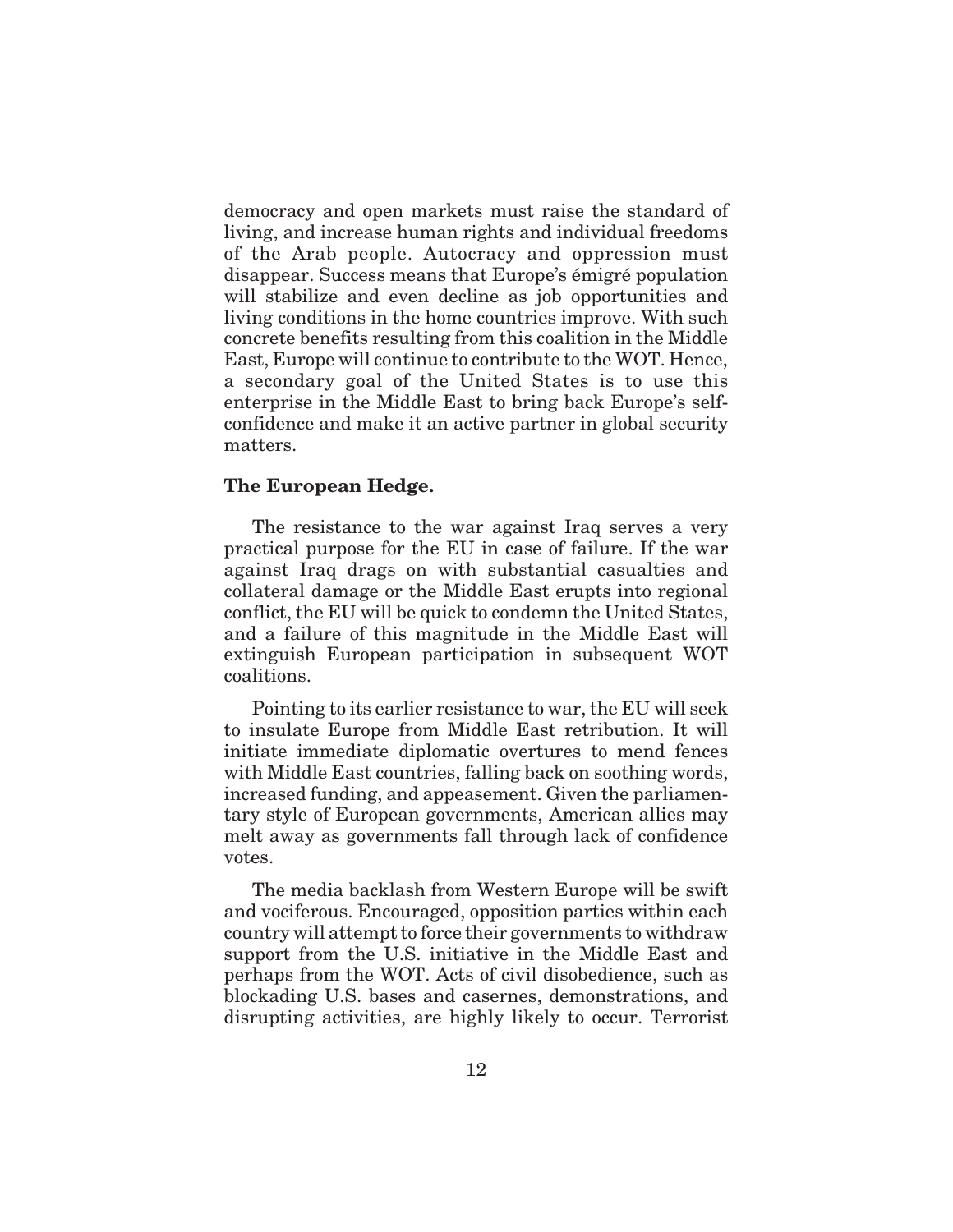democracy and open markets must raise the standard of living, and increase human rights and individual freedoms of the Arab people. Autocracy and oppression must disappear. Success means that Europe's émigré population will stabilize and even decline as job opportunities and living conditions in the home countries improve. With such concrete benefits resulting from this coalition in the Middle East, Europe will continue to contribute to the WOT. Hence, a secondary goal of the United States is to use this enterprise in the Middle East to bring back Europe's self-confidence and make it an active partner in global security matters.

**The European Hedge.**

The resistance to the war against Iraq serves a very practical purpose for the EU in case of failure. If the war against Iraq drags on with substantial casualties and collateral damage or the Middle East erupts into regional conflict, the EU will be quick to condemn the United States, and a failure of this magnitude in the Middle East will extinguish European participation in subsequent WOT coalitions.

Pointing to its earlier resistance to war, the EU will seek to insulate Europe from Middle East retribution. It will initiate immediate diplomatic overtures to mend fences with Middle East countries, falling back on soothing words, increased funding, and appeasement. Given the parliamentary style of European governments, American allies may melt away as governments fall through lack of confidence votes.

The media backlash from Western Europe will be swift and vociferous. Encouraged, opposition parties within each country will attempt to force their governments to withdraw support from the U.S. initiative in the Middle East and perhaps from the WOT. Acts of civil disobedience, such as blockading U.S. bases and casernes, demonstrations, and disrupting activities, are highly likely to occur. Terrorist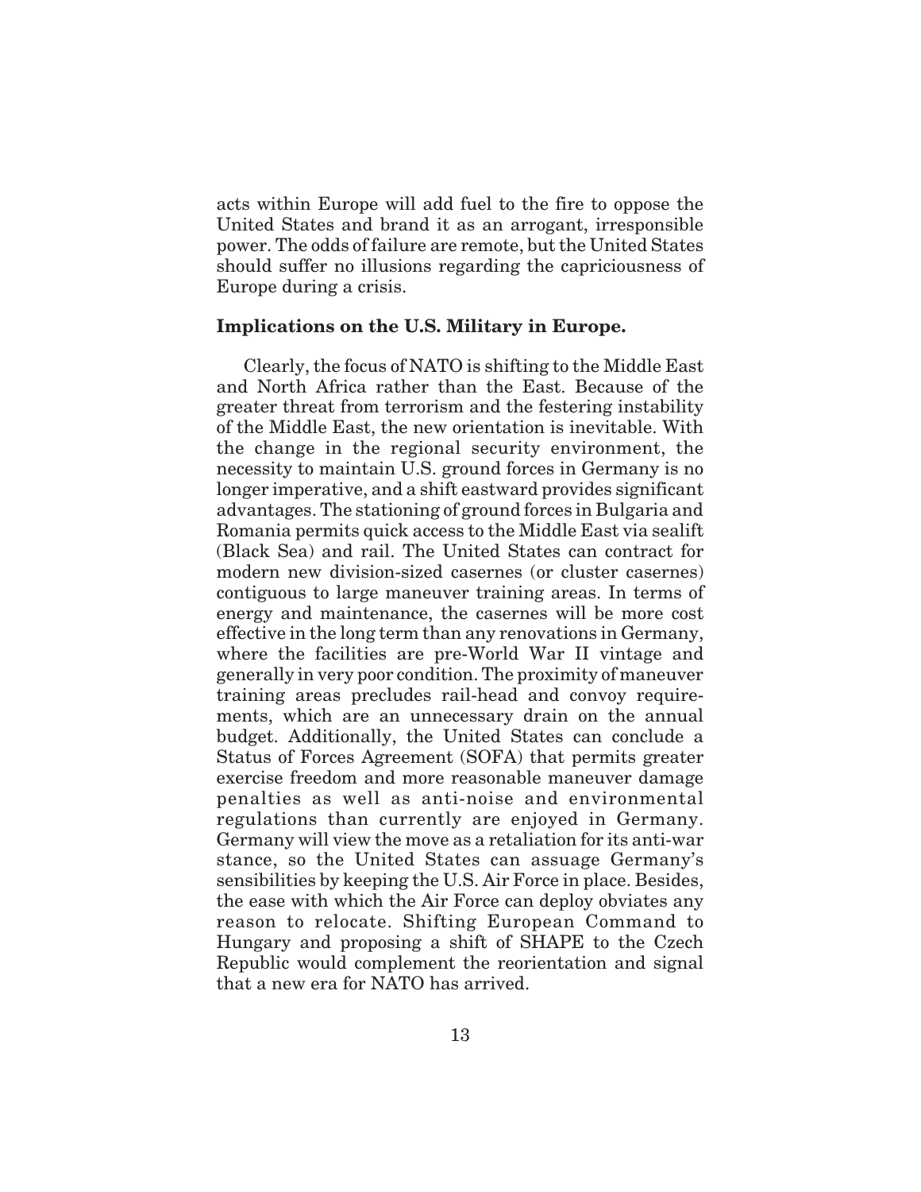acts within Europe will add fuel to the fire to oppose the United States and brand it as an arrogant, irresponsible power. The odds of failure are remote, but the United States should suffer no illusions regarding the capriciousness of Europe during a crisis.

**Implications on the U.S. Military in Europe.**

Clearly, the focus of NATO is shifting to the Middle East and North Africa rather than the East. Because of the greater threat from terrorism and the festering instability of the Middle East, the new orientation is inevitable. With the change in the regional security environment, the necessity to maintain U.S. ground forces in Germany is no longer imperative, and a shift eastward provides significant advantages. The stationing of ground forces in Bulgaria and Romania permits quick access to the Middle East via sealift (Black Sea) and rail. The United States can contract for modern new division-sized casernes (or cluster casernes) contiguous to large maneuver training areas. In terms of energy and maintenance, the casernes will be more cost effective in the long term than any renovations in Germany, where the facilities are pre-World War II vintage and generally in very poor condition. The proximity of maneuver training areas precludes rail-head and convoy requirements, which are an unnecessary drain on the annual budget. Additionally, the United States can conclude a Status of Forces Agreement (SOFA) that permits greater exercise freedom and more reasonable maneuver damage penalties as well as anti-noise and environmental regulations than currently are enjoyed in Germany. Germany will view the move as a retaliation for its anti-war stance, so the United States can assuage Germany's sensibilities by keeping the U.S. Air Force in place. Besides, the ease with which the Air Force can deploy obviates any reason to relocate. Shifting European Command to Hungary and proposing a shift of SHAPE to the Czech Republic would complement the reorientation and signal that a new era for NATO has arrived.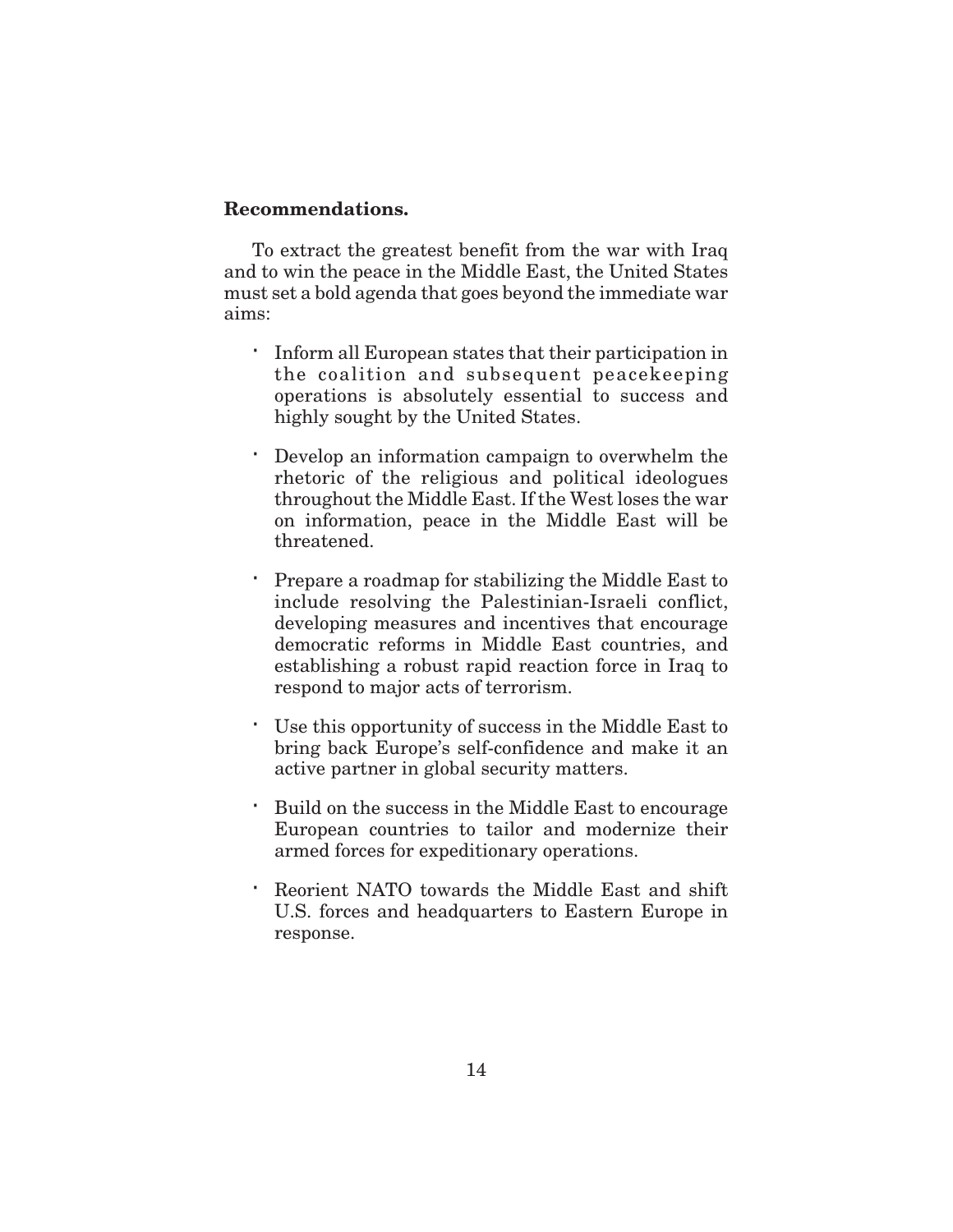**Recommendations.**

To extract the greatest benefit from the war with Iraq and to win the peace in the Middle East, the United States must set a bold agenda that goes beyond the immediate war aims:

- Inform all European states that their participation in the coalition and subsequent peacekeeping operations is absolutely essential to success and highly sought by the United States.

- Develop an information campaign to overwhelm the rhetoric of the religious and political ideologues throughout the Middle East. If the West loses the war on information, peace in the Middle East will be threatened.

- Prepare a roadmap for stabilizing the Middle East to include resolving the Palestinian-Israeli conflict, developing measures and incentives that encourage democratic reforms in Middle East countries, and establishing a robust rapid reaction force in Iraq to respond to major acts of terrorism.

- Use this opportunity of success in the Middle East to bring back Europe's self-confidence and make it an active partner in global security matters.

- Build on the success in the Middle East to encourage European countries to tailor and modernize their armed forces for expeditionary operations.

- Reorient NATO towards the Middle East and shift U.S. forces and headquarters to Eastern Europe in response.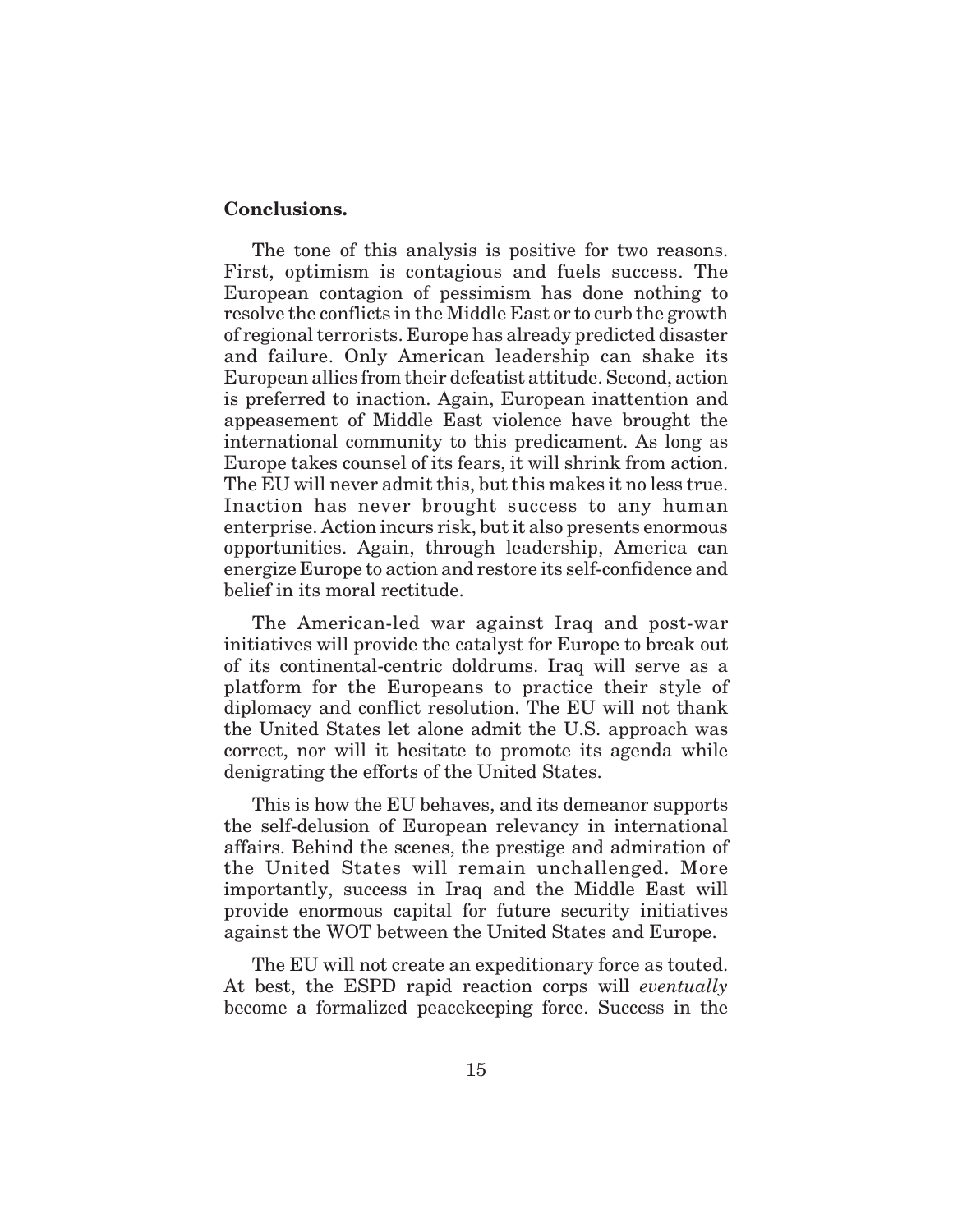**Conclusions.**

The tone of this analysis is positive for two reasons. First, optimism is contagious and fuels success. The European contagion of pessimism has done nothing to resolve the conflicts in the Middle East or to curb the growth of regional terrorists. Europe has already predicted disaster and failure. Only American leadership can shake its European allies from their defeatist attitude. Second, action is preferred to inaction. Again, European inattention and appeasement of Middle East violence have brought the international community to this predicament. As long as Europe takes counsel of its fears, it will shrink from action. The EU will never admit this, but this makes it no less true. Inaction has never brought success to any human enterprise. Action incurs risk, but it also presents enormous opportunities. Again, through leadership, America can energize Europe to action and restore its self-confidence and belief in its moral rectitude.

The American-led war against Iraq and post-war initiatives will provide the catalyst for Europe to break out of its continental-centric doldrums. Iraq will serve as a platform for the Europeans to practice their style of diplomacy and conflict resolution. The EU will not thank the United States let alone admit the U.S. approach was correct, nor will it hesitate to promote its agenda while denigrating the efforts of the United States.

This is how the EU behaves, and its demeanor supports the self-delusion of European relevancy in international affairs. Behind the scenes, the prestige and admiration of the United States will remain unchallenged. More importantly, success in Iraq and the Middle East will provide enormous capital for future security initiatives against the WOT between the United States and Europe.

The EU will not create an expeditionary force as touted. At best, the ESPD rapid reaction corps will *eventually* become a formalized peacekeeping force. Success in the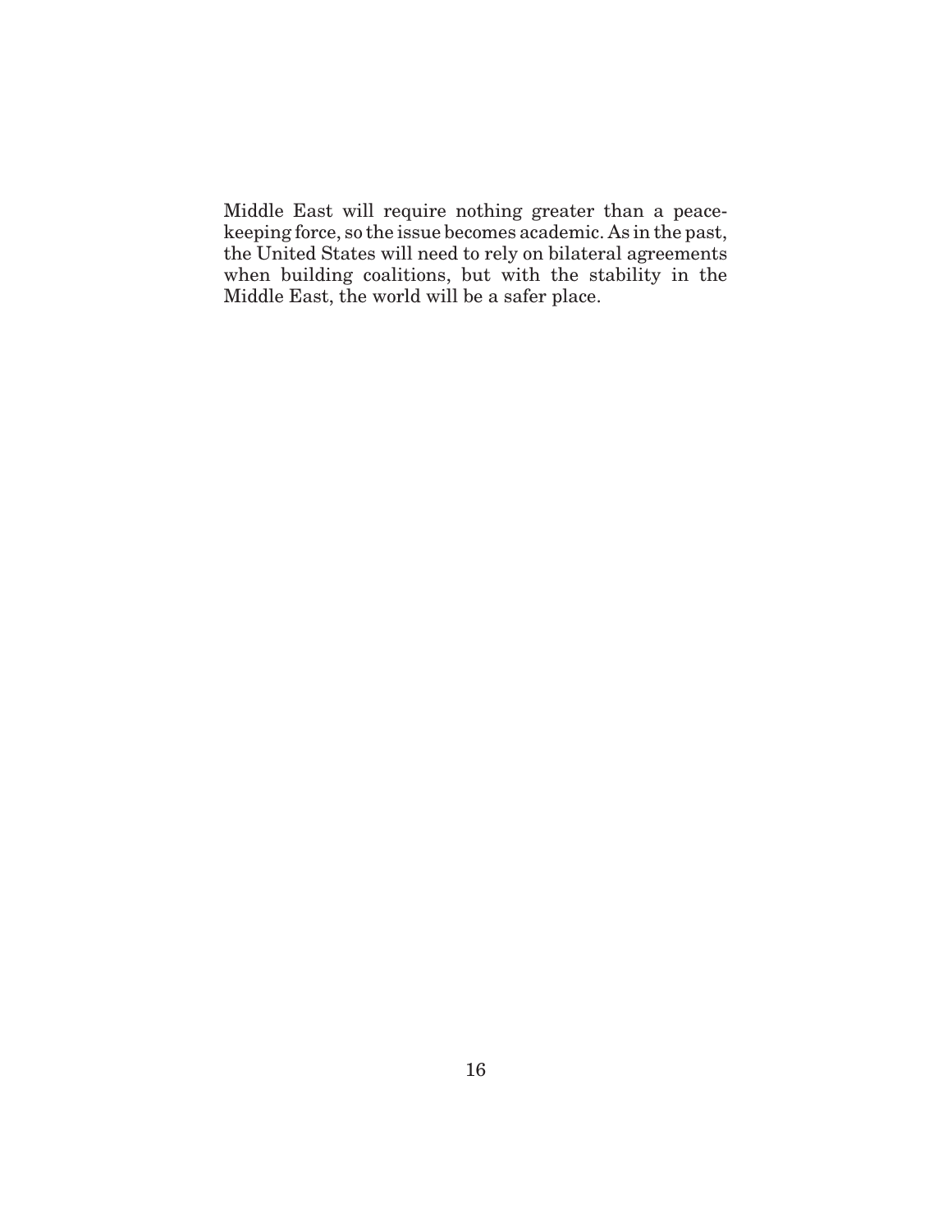Middle East will require nothing greater than a peace-keeping force, so the issue becomes academic. As in the past, the United States will need to rely on bilateral agreements when building coalitions, but with the stability in the Middle East, the world will be a safer place.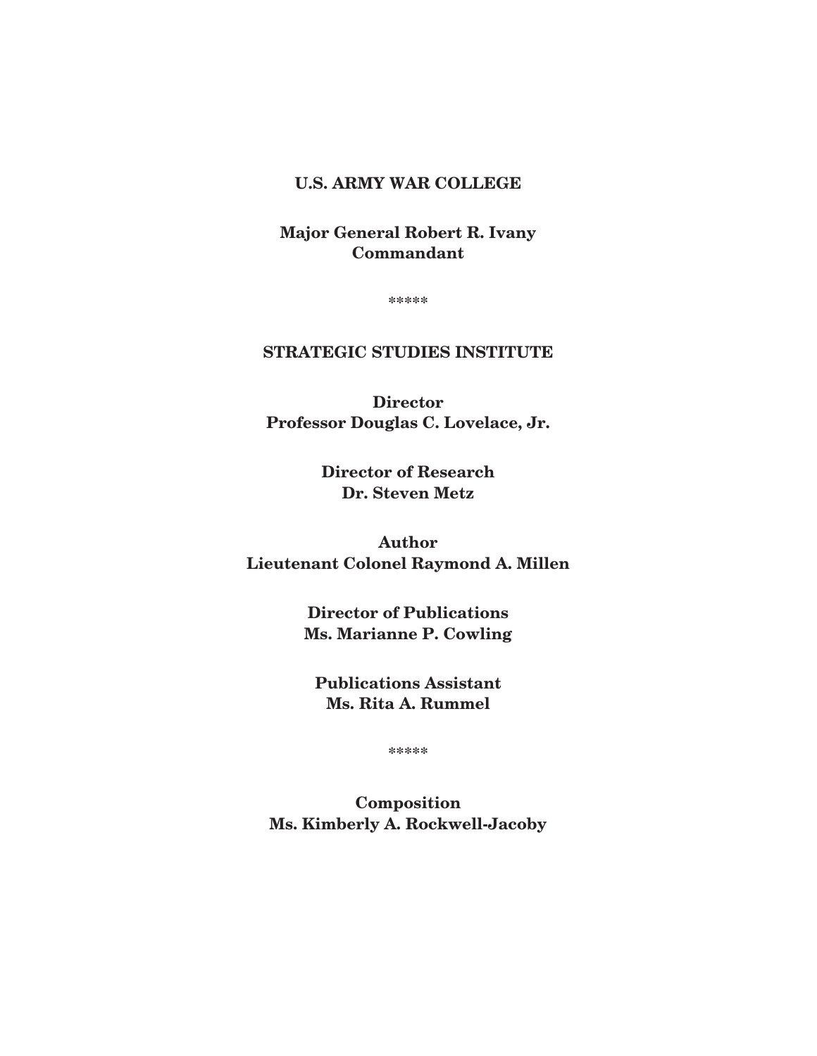**U.S. ARMY WAR COLLEGE**

**Major General Robert R. Ivany**
**Commandant**

*****

**STRATEGIC STUDIES INSTITUTE**

**Director**
**Professor Douglas C. Lovelace, Jr.**

**Director of Research**
**Dr. Steven Metz**

**Author**
**Lieutenant Colonel Raymond A. Millen**

**Director of Publications**
**Ms. Marianne P. Cowling**

**Publications Assistant**
**Ms. Rita A. Rummel**

*****

**Composition**
**Ms. Kimberly A. Rockwell-Jacoby**